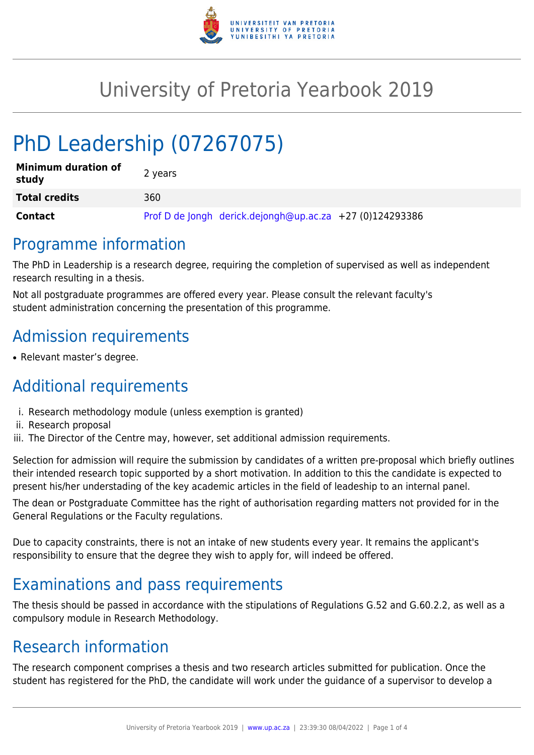# University of Pretoria Yearbook 2019

# PhD Leadership (07267075)

| | |
|---|---|
| **Minimum duration of study** | 2 years |
| **Total credits** | 360 |
| **Contact** | Prof D de Jongh derick.dejongh@up.ac.za +27 (0)124293386 |

## Programme information

The PhD in Leadership is a research degree, requiring the completion of supervised as well as independent research resulting in a thesis.

Not all postgraduate programmes are offered every year. Please consult the relevant faculty's student administration concerning the presentation of this programme.

## Admission requirements

- Relevant master's degree.

## Additional requirements

i. Research methodology module (unless exemption is granted)
ii. Research proposal
iii. The Director of the Centre may, however, set additional admission requirements.

Selection for admission will require the submission by candidates of a written pre-proposal which briefly outlines their intended research topic supported by a short motivation. In addition to this the candidate is expected to present his/her understading of the key academic articles in the field of leadeship to an internal panel.

The dean or Postgraduate Committee has the right of authorisation regarding matters not provided for in the General Regulations or the Faculty regulations.

Due to capacity constraints, there is not an intake of new students every year. It remains the applicant's responsibility to ensure that the degree they wish to apply for, will indeed be offered.

## Examinations and pass requirements

The thesis should be passed in accordance with the stipulations of Regulations G.52 and G.60.2.2, as well as a compulsory module in Research Methodology.

## Research information

The research component comprises a thesis and two research articles submitted for publication. Once the student has registered for the PhD, the candidate will work under the guidance of a supervisor to develop a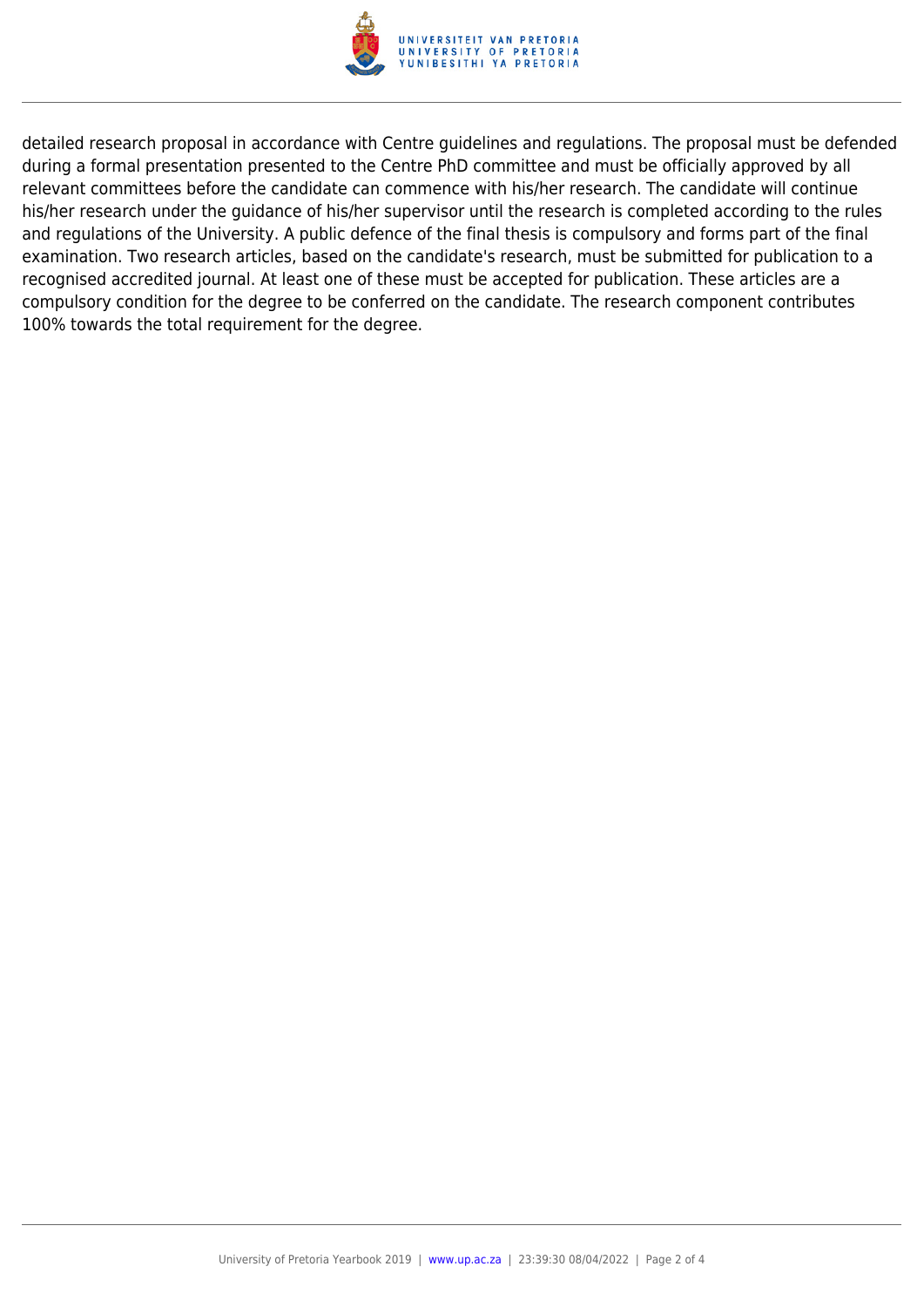detailed research proposal in accordance with Centre guidelines and regulations. The proposal must be defended during a formal presentation presented to the Centre PhD committee and must be officially approved by all relevant committees before the candidate can commence with his/her research. The candidate will continue his/her research under the guidance of his/her supervisor until the research is completed according to the rules and regulations of the University. A public defence of the final thesis is compulsory and forms part of the final examination. Two research articles, based on the candidate's research, must be submitted for publication to a recognised accredited journal. At least one of these must be accepted for publication. These articles are a compulsory condition for the degree to be conferred on the candidate. The research component contributes 100% towards the total requirement for the degree.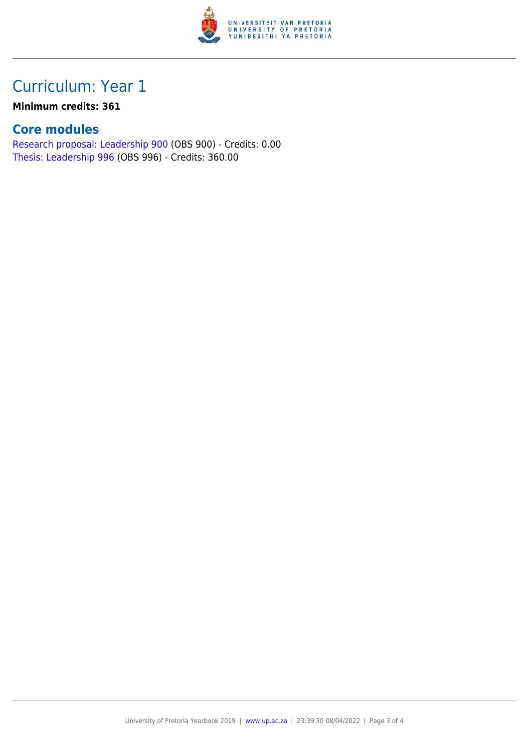# Curriculum: Year 1

**Minimum credits: 361**

## Core modules

Research proposal: Leadership 900 (OBS 900) - Credits: 0.00
Thesis: Leadership 996 (OBS 996) - Credits: 360.00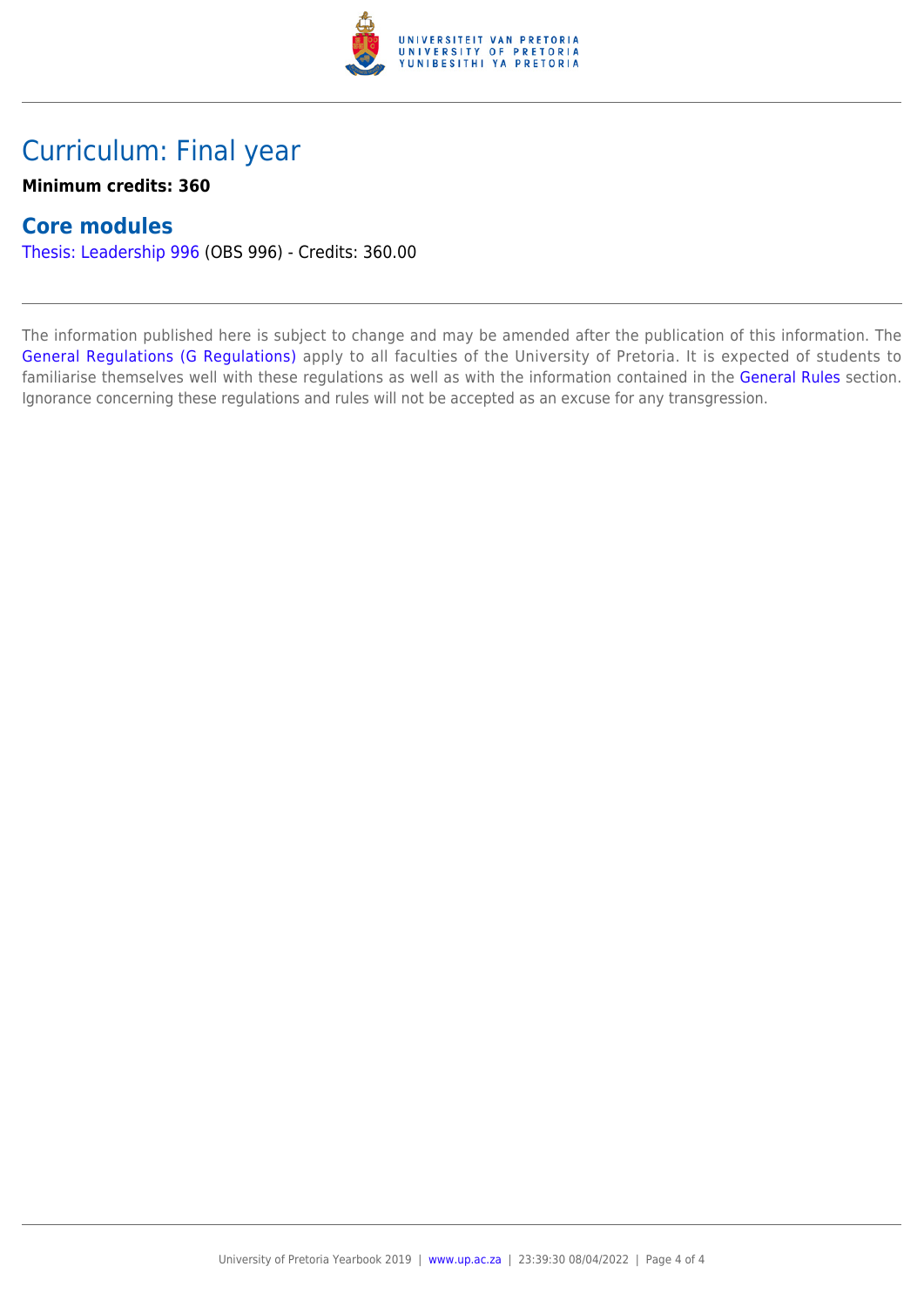## Curriculum: Final year

**Minimum credits: 360**

### Core modules

Thesis: Leadership 996 (OBS 996) - Credits: 360.00

The information published here is subject to change and may be amended after the publication of this information. The General Regulations (G Regulations) apply to all faculties of the University of Pretoria. It is expected of students to familiarise themselves well with these regulations as well as with the information contained in the General Rules section. Ignorance concerning these regulations and rules will not be accepted as an excuse for any transgression.